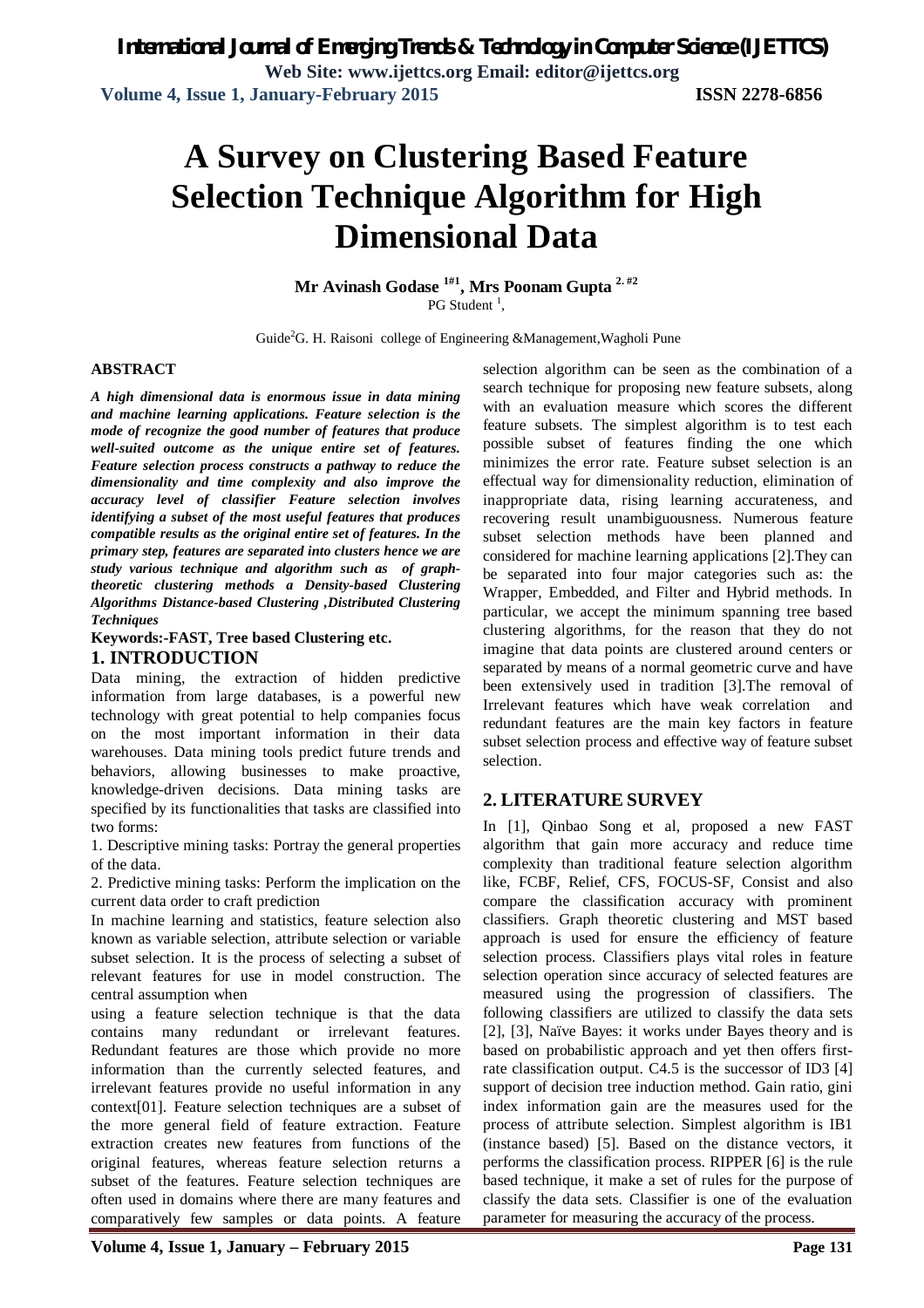# A Survey on Clustering Based Feature Selection Technique Algorithm for High Dimensional Data

**Mr Avinash Godase [1#1], Mrs Poonam Gupta [2, #2]**

PG Student [1],

Guide[2]G. H. Raisoni college of Engineering &Management,Wagholi Pune

## ABSTRACT

***A high dimensional data is enormous issue in data mining and machine learning applications. Feature selection is the mode of recognize the good number of features that produce well-suited outcome as the unique entire set of features. Feature selection process constructs a pathway to reduce the dimensionality and time complexity and also improve the accuracy level of classifier Feature selection involves identifying a subset of the most useful features that produces compatible results as the original entire set of features. In the primary step, features are separated into clusters hence we are study various technique and algorithm such as of graph-theoretic clustering methods a Density-based Clustering Algorithms Distance-based Clustering ,Distributed Clustering Techniques***

**Keywords:-FAST, Tree based Clustering etc.**

## 1. INTRODUCTION

Data mining, the extraction of hidden predictive information from large databases, is a powerful new technology with great potential to help companies focus on the most important information in their data warehouses. Data mining tools predict future trends and behaviors, allowing businesses to make proactive, knowledge-driven decisions. Data mining tasks are specified by its functionalities that tasks are classified into two forms:

1. Descriptive mining tasks: Portray the general properties of the data.
2. Predictive mining tasks: Perform the implication on the current data order to craft prediction

In machine learning and statistics, feature selection also known as variable selection, attribute selection or variable subset selection. It is the process of selecting a subset of relevant features for use in model construction. The central assumption when using a feature selection technique is that the data contains many redundant or irrelevant features. Redundant features are those which provide no more information than the currently selected features, and irrelevant features provide no useful information in any context[01]. Feature selection techniques are a subset of the more general field of feature extraction. Feature extraction creates new features from functions of the original features, whereas feature selection returns a subset of the features. Feature selection techniques are often used in domains where there are many features and comparatively few samples or data points. A feature selection algorithm can be seen as the combination of a search technique for proposing new feature subsets, along with an evaluation measure which scores the different feature subsets. The simplest algorithm is to test each possible subset of features finding the one which minimizes the error rate. Feature subset selection is an effectual way for dimensionality reduction, elimination of inappropriate data, rising learning accurateness, and recovering result unambiguousness. Numerous feature subset selection methods have been planned and considered for machine learning applications [2].They can be separated into four major categories such as: the Wrapper, Embedded, and Filter and Hybrid methods. In particular, we accept the minimum spanning tree based clustering algorithms, for the reason that they do not imagine that data points are clustered around centers or separated by means of a normal geometric curve and have been extensively used in tradition [3].The removal of Irrelevant features which have weak correlation and redundant features are the main key factors in feature subset selection process and effective way of feature subset selection.

## 2. LITERATURE SURVEY

In [1], Qinbao Song et al, proposed a new FAST algorithm that gain more accuracy and reduce time complexity than traditional feature selection algorithm like, FCBF, Relief, CFS, FOCUS-SF, Consist and also compare the classification accuracy with prominent classifiers. Graph theoretic clustering and MST based approach is used for ensure the efficiency of feature selection process. Classifiers plays vital roles in feature selection operation since accuracy of selected features are measured using the progression of classifiers. The following classifiers are utilized to classify the data sets [2], [3], Naïve Bayes: it works under Bayes theory and is based on probabilistic approach and yet then offers first-rate classification output. C4.5 is the successor of ID3 [4] support of decision tree induction method. Gain ratio, gini index information gain are the measures used for the process of attribute selection. Simplest algorithm is IB1 (instance based) [5]. Based on the distance vectors, it performs the classification process. RIPPER [6] is the rule based technique, it make a set of rules for the purpose of classify the data sets. Classifier is one of the evaluation parameter for measuring the accuracy of the process.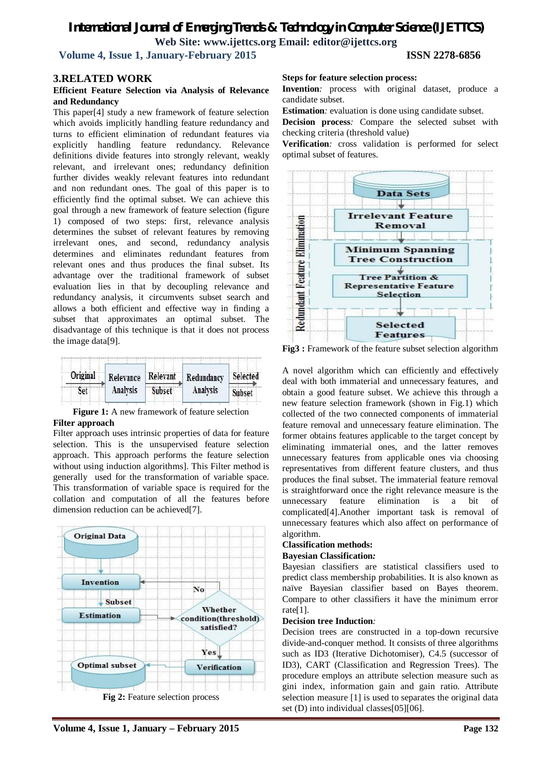## 3.RELATED WORK

### Efficient Feature Selection via Analysis of Relevance and Redundancy

This paper[4] study a new framework of feature selection which avoids implicitly handling feature redundancy and turns to efficient elimination of redundant features via explicitly handling feature redundancy. Relevance definitions divide features into strongly relevant, weakly relevant, and irrelevant ones; redundancy definition further divides weakly relevant features into redundant and non redundant ones. The goal of this paper is to efficiently find the optimal subset. We can achieve this goal through a new framework of feature selection (figure 1) composed of two steps: first, relevance analysis determines the subset of relevant features by removing irrelevant ones, and second, redundancy analysis determines and eliminates redundant features from relevant ones and thus produces the final subset. Its advantage over the traditional framework of subset evaluation lies in that by decoupling relevance and redundancy analysis, it circumvents subset search and allows a both efficient and effective way in finding a subset that approximates an optimal subset. The disadvantage of this technique is that it does not process the image data[9].

**Figure 1:** A new framework of feature selection

### Filter approach

Filter approach uses intrinsic properties of data for feature selection. This is the unsupervised feature selection approach. This approach performs the feature selection without using induction algorithms]. This Filter method is generally used for the transformation of variable space. This transformation of variable space is required for the collation and computation of all the features before dimension reduction can be achieved[7].

**Fig 2:** Feature selection process

**Steps for feature selection process:**

**Invention***:* process with original dataset, produce a candidate subset.

**Estimation***:* evaluation is done using candidate subset.

**Decision process***:* Compare the selected subset with checking criteria (threshold value)

**Verification***:* cross validation is performed for select optimal subset of features.

**Fig3 :** Framework of the feature subset selection algorithm

A novel algorithm which can efficiently and effectively deal with both immaterial and unnecessary features, and obtain a good feature subset. We achieve this through a new feature selection framework (shown in Fig.1) which collected of the two connected components of immaterial feature removal and unnecessary feature elimination. The former obtains features applicable to the target concept by eliminating immaterial ones, and the latter removes unnecessary features from applicable ones via choosing representatives from different feature clusters, and thus produces the final subset. The immaterial feature removal is straightforward once the right relevance measure is the unnecessary feature elimination is a bit of complicated[4].Another important task is removal of unnecessary features which also affect on performance of algorithm.

### Classification methods:

**Bayesian Classification***:*

Bayesian classifiers are statistical classifiers used to predict class membership probabilities. It is also known as naïve Bayesian classifier based on Bayes theorem. Compare to other classifiers it have the minimum error rate[1].

**Decision tree Induction***:*

Decision trees are constructed in a top-down recursive divide-and-conquer method. It consists of three algorithms such as ID3 (Iterative Dichotomiser), C4.5 (successor of ID3), CART (Classification and Regression Trees). The procedure employs an attribute selection measure such as gini index, information gain and gain ratio. Attribute selection measure [1] is used to separates the original data set (D) into individual classes[05][06].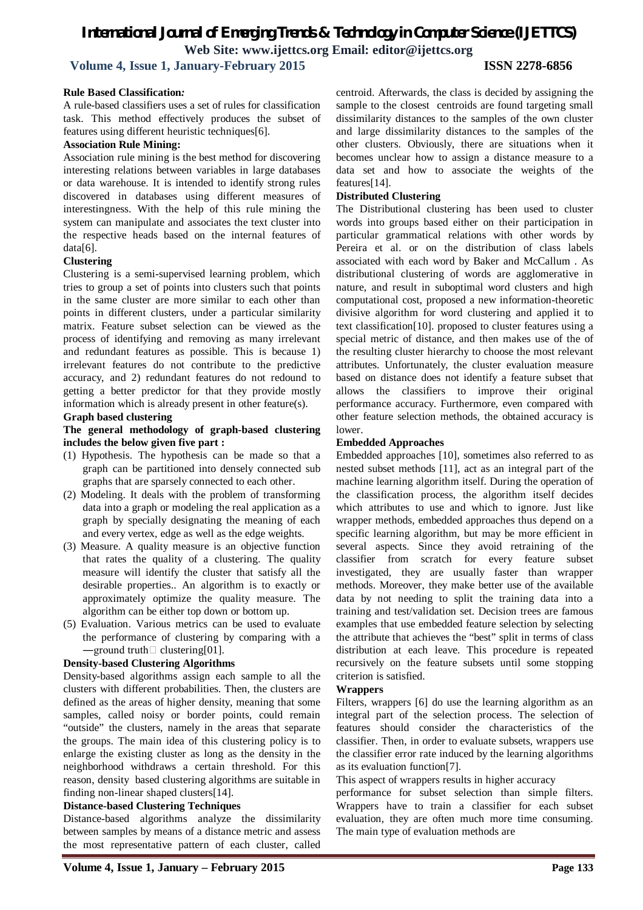**Rule Based Classification*:***

A rule-based classifiers uses a set of rules for classification task. This method effectively produces the subset of features using different heuristic techniques[6].

**Association Rule Mining:**

Association rule mining is the best method for discovering interesting relations between variables in large databases or data warehouse. It is intended to identify strong rules discovered in databases using different measures of interestingness. With the help of this rule mining the system can manipulate and associates the text cluster into the respective heads based on the internal features of data[6].

**Clustering**

Clustering is a semi-supervised learning problem, which tries to group a set of points into clusters such that points in the same cluster are more similar to each other than points in different clusters, under a particular similarity matrix. Feature subset selection can be viewed as the process of identifying and removing as many irrelevant and redundant features as possible. This is because 1) irrelevant features do not contribute to the predictive accuracy, and 2) redundant features do not redound to getting a better predictor for that they provide mostly information which is already present in other feature(s).

**Graph based clustering**

**The general methodology of graph-based clustering includes the below given five part :**

(1) Hypothesis. The hypothesis can be made so that a graph can be partitioned into densely connected sub graphs that are sparsely connected to each other.

(2) Modeling. It deals with the problem of transforming data into a graph or modeling the real application as a graph by specially designating the meaning of each and every vertex, edge as well as the edge weights.

(3) Measure. A quality measure is an objective function that rates the quality of a clustering. The quality measure will identify the cluster that satisfy all the desirable properties.. An algorithm is to exactly or approximately optimize the quality measure. The algorithm can be either top down or bottom up.

(5) Evaluation. Various metrics can be used to evaluate the performance of clustering by comparing with a ―ground truth clustering[01].

**Density-based Clustering Algorithms**

Density-based algorithms assign each sample to all the clusters with different probabilities. Then, the clusters are defined as the areas of higher density, meaning that some samples, called noisy or border points, could remain "outside" the clusters, namely in the areas that separate the groups. The main idea of this clustering policy is to enlarge the existing cluster as long as the density in the neighborhood withdraws a certain threshold. For this reason, density based clustering algorithms are suitable in finding non-linear shaped clusters[14].

**Distance-based Clustering Techniques**

Distance-based algorithms analyze the dissimilarity between samples by means of a distance metric and assess the most representative pattern of each cluster, called centroid. Afterwards, the class is decided by assigning the sample to the closest centroids are found targeting small dissimilarity distances to the samples of the own cluster and large dissimilarity distances to the samples of the other clusters. Obviously, there are situations when it becomes unclear how to assign a distance measure to a data set and how to associate the weights of the features[14].

**Distributed Clustering**

The Distributional clustering has been used to cluster words into groups based either on their participation in particular grammatical relations with other words by Pereira et al. or on the distribution of class labels associated with each word by Baker and McCallum . As distributional clustering of words are agglomerative in nature, and result in suboptimal word clusters and high computational cost, proposed a new information-theoretic divisive algorithm for word clustering and applied it to text classification[10]. proposed to cluster features using a special metric of distance, and then makes use of the of the resulting cluster hierarchy to choose the most relevant attributes. Unfortunately, the cluster evaluation measure based on distance does not identify a feature subset that allows the classifiers to improve their original performance accuracy. Furthermore, even compared with other feature selection methods, the obtained accuracy is lower.

**Embedded Approaches**

Embedded approaches [10], sometimes also referred to as nested subset methods [11], act as an integral part of the machine learning algorithm itself. During the operation of the classification process, the algorithm itself decides which attributes to use and which to ignore. Just like wrapper methods, embedded approaches thus depend on a specific learning algorithm, but may be more efficient in several aspects. Since they avoid retraining of the classifier from scratch for every feature subset investigated, they are usually faster than wrapper methods. Moreover, they make better use of the available data by not needing to split the training data into a training and test/validation set. Decision trees are famous examples that use embedded feature selection by selecting the attribute that achieves the "best" split in terms of class distribution at each leave. This procedure is repeated recursively on the feature subsets until some stopping criterion is satisfied.

**Wrappers**

Filters, wrappers [6] do use the learning algorithm as an integral part of the selection process. The selection of features should consider the characteristics of the classifier. Then, in order to evaluate subsets, wrappers use the classifier error rate induced by the learning algorithms as its evaluation function[7].

This aspect of wrappers results in higher accuracy performance for subset selection than simple filters. Wrappers have to train a classifier for each subset evaluation, they are often much more time consuming. The main type of evaluation methods are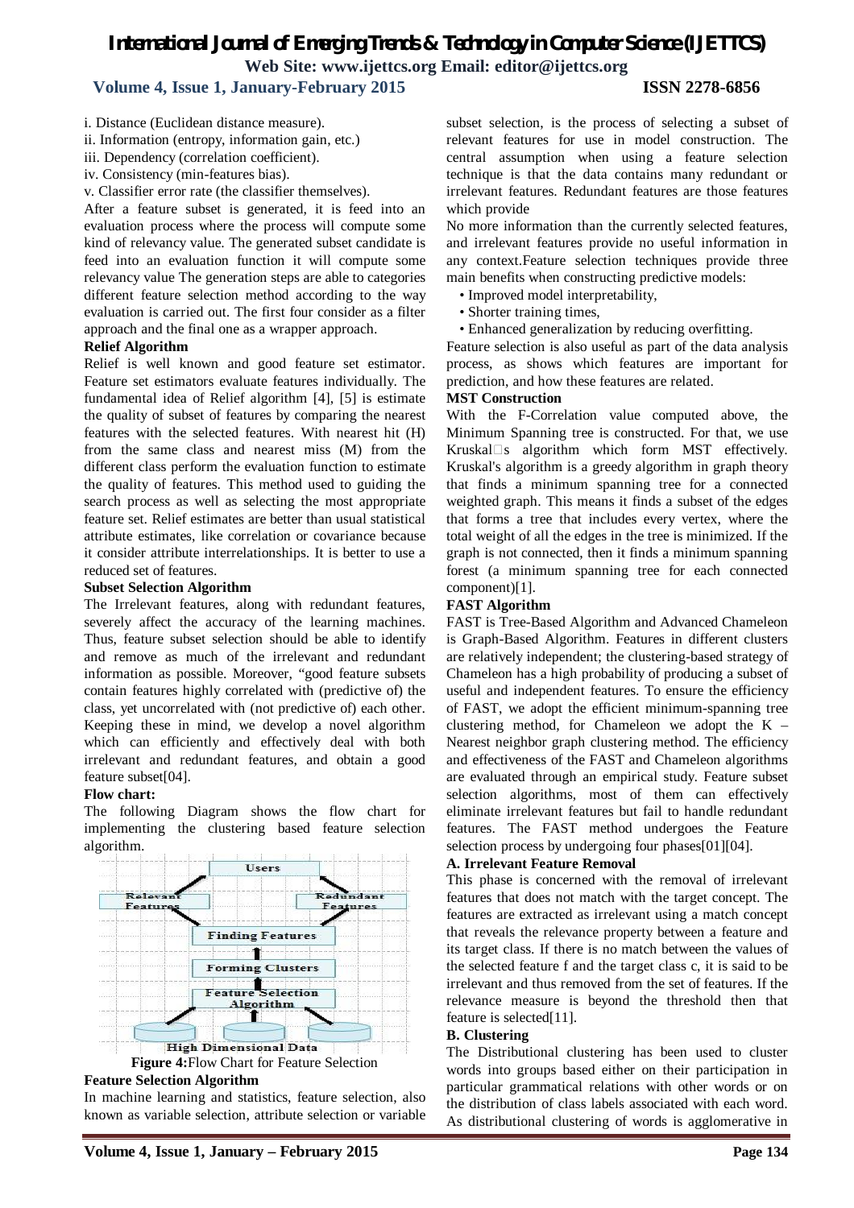i. Distance (Euclidean distance measure).

ii. Information (entropy, information gain, etc.)

iii. Dependency (correlation coefficient).

iv. Consistency (min-features bias).

v. Classifier error rate (the classifier themselves).

After a feature subset is generated, it is feed into an evaluation process where the process will compute some kind of relevancy value. The generated subset candidate is feed into an evaluation function it will compute some relevancy value The generation steps are able to categories different feature selection method according to the way evaluation is carried out. The first four consider as a filter approach and the final one as a wrapper approach.

**Relief Algorithm**

Relief is well known and good feature set estimator. Feature set estimators evaluate features individually. The fundamental idea of Relief algorithm [4], [5] is estimate the quality of subset of features by comparing the nearest features with the selected features. With nearest hit (H) from the same class and nearest miss (M) from the different class perform the evaluation function to estimate the quality of features. This method used to guiding the search process as well as selecting the most appropriate feature set. Relief estimates are better than usual statistical attribute estimates, like correlation or covariance because it consider attribute interrelationships. It is better to use a reduced set of features.

**Subset Selection Algorithm**

The Irrelevant features, along with redundant features, severely affect the accuracy of the learning machines. Thus, feature subset selection should be able to identify and remove as much of the irrelevant and redundant information as possible. Moreover, "good feature subsets contain features highly correlated with (predictive of) the class, yet uncorrelated with (not predictive of) each other. Keeping these in mind, we develop a novel algorithm which can efficiently and effectively deal with both irrelevant and redundant features, and obtain a good feature subset[04].

**Flow chart:**

The following Diagram shows the flow chart for implementing the clustering based feature selection algorithm.

Users

Relevant Features

Redundant Features

Finding Features

Forming Clusters

Feature Selection Algorithm

High Dimensional Data

**Figure 4:**Flow Chart for Feature Selection

**Feature Selection Algorithm**

In machine learning and statistics, feature selection, also known as variable selection, attribute selection or variable subset selection, is the process of selecting a subset of relevant features for use in model construction. The central assumption when using a feature selection technique is that the data contains many redundant or irrelevant features. Redundant features are those features which provide

No more information than the currently selected features, and irrelevant features provide no useful information in any context.Feature selection techniques provide three main benefits when constructing predictive models:

- Improved model interpretability,
- Shorter training times,
- Enhanced generalization by reducing overfitting.

Feature selection is also useful as part of the data analysis process, as shows which features are important for prediction, and how these features are related.

**MST Construction**

With the F-Correlation value computed above, the Minimum Spanning tree is constructed. For that, we use Kruskal□s algorithm which form MST effectively. Kruskal's algorithm is a greedy algorithm in graph theory that finds a minimum spanning tree for a connected weighted graph. This means it finds a subset of the edges that forms a tree that includes every vertex, where the total weight of all the edges in the tree is minimized. If the graph is not connected, then it finds a minimum spanning forest (a minimum spanning tree for each connected component)[1].

**FAST Algorithm**

FAST is Tree-Based Algorithm and Advanced Chameleon is Graph-Based Algorithm. Features in different clusters are relatively independent; the clustering-based strategy of Chameleon has a high probability of producing a subset of useful and independent features. To ensure the efficiency of FAST, we adopt the efficient minimum-spanning tree clustering method, for Chameleon we adopt the K – Nearest neighbor graph clustering method. The efficiency and effectiveness of the FAST and Chameleon algorithms are evaluated through an empirical study. Feature subset selection algorithms, most of them can effectively eliminate irrelevant features but fail to handle redundant features. The FAST method undergoes the Feature selection process by undergoing four phases[01][04].

**A. Irrelevant Feature Removal**

This phase is concerned with the removal of irrelevant features that does not match with the target concept. The features are extracted as irrelevant using a match concept that reveals the relevance property between a feature and its target class. If there is no match between the values of the selected feature f and the target class c, it is said to be irrelevant and thus removed from the set of features. If the relevance measure is beyond the threshold then that feature is selected[11].

**B. Clustering**

The Distributional clustering has been used to cluster words into groups based either on their participation in particular grammatical relations with other words or on the distribution of class labels associated with each word. As distributional clustering of words is agglomerative in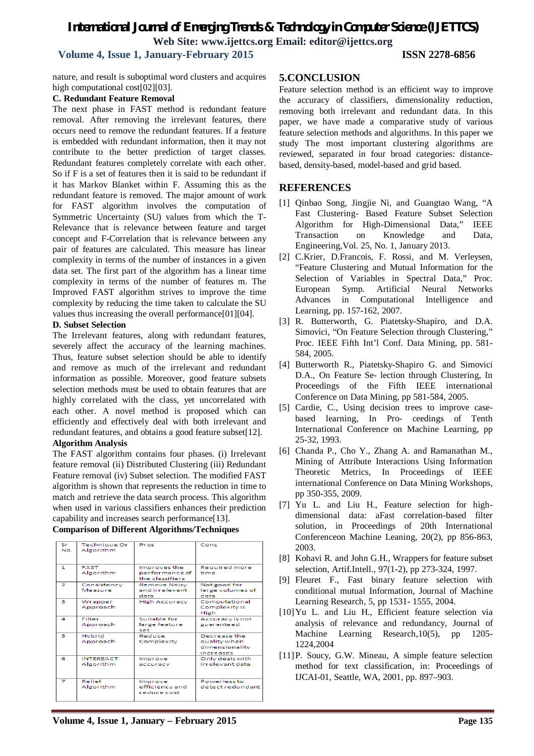nature, and result is suboptimal word clusters and acquires high computational cost[02][03].

### C. Redundant Feature Removal

The next phase in FAST method is redundant feature removal. After removing the irrelevant features, there occurs need to remove the redundant features. If a feature is embedded with redundant information, then it may not contribute to the better prediction of target classes. Redundant features completely correlate with each other. So if F is a set of features then it is said to be redundant if it has Markov Blanket within F. Assuming this as the redundant feature is removed. The major amount of work for FAST algorithm involves the computation of Symmetric Uncertainty (SU) values from which the T-Relevance that is relevance between feature and target concept and F-Correlation that is relevance between any pair of features are calculated. This measure has linear complexity in terms of the number of instances in a given data set. The first part of the algorithm has a linear time complexity in terms of the number of features m. The Improved FAST algorithm strives to improve the time complexity by reducing the time taken to calculate the SU values thus increasing the overall performance[01][04].

### D. Subset Selection

The Irrelevant features, along with redundant features, severely affect the accuracy of the learning machines. Thus, feature subset selection should be able to identify and remove as much of the irrelevant and redundant information as possible. Moreover, good feature subsets selection methods must be used to obtain features that are highly correlated with the class, yet uncorrelated with each other. A novel method is proposed which can efficiently and effectively deal with both irrelevant and redundant features, and obtains a good feature subset[12].

### Algorithm Analysis

The FAST algorithm contains four phases. (i) Irrelevant feature removal (ii) Distributed Clustering (iii) Redundant Feature removal (iv) Subset selection. The modified FAST algorithm is shown that represents the reduction in time to match and retrieve the data search process. This algorithm when used in various classifiers enhances their prediction capability and increases search performance[13].

**Comparison of Different Algorithms/Techniques**

| Sr No. | Technique Or Algorithm | Pros | Cons |
|---|---|---|---|
| 1 | FAST Algorithm | Improves the performance of the classifiers | Required more time |
| 2 | Consistency Measure | Remove Noisy and irrelevant data | Not good for large volumes of data |
| 3 | Wrapper Approach | High Accuracy | Computational Complexity is High |
| 4 | Filter Approach | Suitable for large feature set | Accuracy is not guaranteed |
| 5 | Hybrid Approach | Reduce Complexity | Decrease the quality when dimensionality increases |
| 6 | INTEREACT Algorithm | Improve accuracy | Only deals with irrelevant data |
| 7 | Relief Algorithm | Improve efficiency and reduce cost | Powerless to detect redundant |

## 5.CONCLUSION

Feature selection method is an efficient way to improve the accuracy of classifiers, dimensionality reduction, removing both irrelevant and redundant data. In this paper, we have made a comparative study of various feature selection methods and algorithms. In this paper we study The most important clustering algorithms are reviewed, separated in four broad categories: distance-based, density-based, model-based and grid based.

## REFERENCES

[1] Qinbao Song, Jingjie Ni, and Guangtao Wang, "A Fast Clustering- Based Feature Subset Selection Algorithm for High-Dimensional Data," IEEE Transaction on Knowledge and Data, Engineering,Vol. 25, No. 1, January 2013.

[2] C.Krier, D.Francois, F. Rossi, and M. Verleysen, "Feature Clustering and Mutual Information for the Selection of Variables in Spectral Data," Proc. European Symp. Artificial Neural Networks Advances in Computational Intelligence and Learning, pp. 157-162, 2007.

[3] R. Butterworth, G. Piatetsky-Shapiro, and D.A. Simovici, "On Feature Selection through Clustering," Proc. IEEE Fifth Int'l Conf. Data Mining, pp. 581-584, 2005.

[4] Butterworth R., Piatetsky-Shapiro G. and Simovici D.A., On Feature Se- lection through Clustering, In Proceedings of the Fifth IEEE international Conference on Data Mining, pp 581-584, 2005.

[5] Cardie, C., Using decision trees to improve case-based learning, In Pro- ceedings of Tenth International Conference on Machine Learning, pp 25-32, 1993.

[6] Chanda P., Cho Y., Zhang A. and Ramanathan M., Mining of Attribute Interactions Using Information Theoretic Metrics, In Proceedings of IEEE international Conference on Data Mining Workshops, pp 350-355, 2009.

[7] Yu L. and Liu H., Feature selection for high-dimensional data: aFast correlation-based filter solution, in Proceedings of 20th International Conferenceon Machine Leaning, 20(2), pp 856-863, 2003.

[8] Kohavi R. and John G.H., Wrappers for feature subset selection, Artif.Intell., 97(1-2), pp 273-324, 1997.

[9] Fleuret F., Fast binary feature selection with conditional mutual Information, Journal of Machine Learning Research, 5, pp 1531- 1555, 2004.

[10] Yu L. and Liu H., Efficient feature selection via analysis of relevance and redundancy, Journal of Machine Learning Research,10(5), pp 1205-1224,2004

[11] P. Soucy, G.W. Mineau, A simple feature selection method for text classification, in: Proceedings of IJCAI-01, Seattle, WA, 2001, pp. 897–903.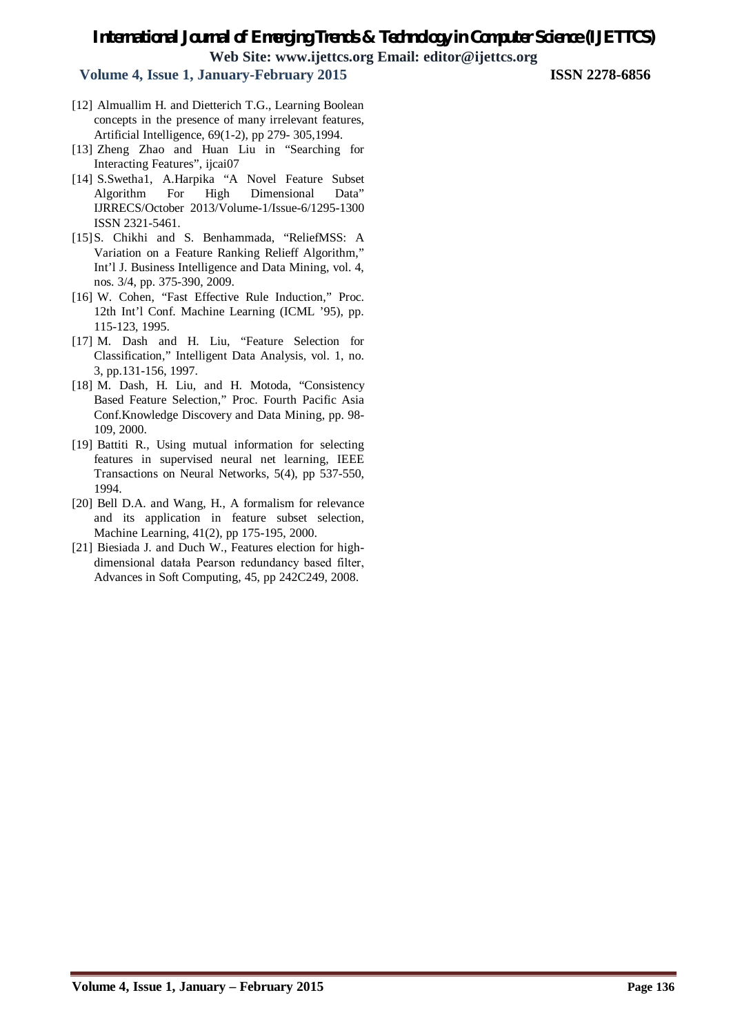[12] Almuallim H. and Dietterich T.G., Learning Boolean concepts in the presence of many irrelevant features, Artificial Intelligence, 69(1-2), pp 279- 305,1994.

[13] Zheng Zhao and Huan Liu in "Searching for Interacting Features", ijcai07

[14] S.Swetha1, A.Harpika "A Novel Feature Subset Algorithm For High Dimensional Data" IJRRECS/October 2013/Volume-1/Issue-6/1295-1300 ISSN 2321-5461.

[15] S. Chikhi and S. Benhammada, "ReliefMSS: A Variation on a Feature Ranking Relieff Algorithm," Int'l J. Business Intelligence and Data Mining, vol. 4, nos. 3/4, pp. 375-390, 2009.

[16] W. Cohen, "Fast Effective Rule Induction," Proc. 12th Int'l Conf. Machine Learning (ICML '95), pp. 115-123, 1995.

[17] M. Dash and H. Liu, "Feature Selection for Classification," Intelligent Data Analysis, vol. 1, no. 3, pp.131-156, 1997.

[18] M. Dash, H. Liu, and H. Motoda, "Consistency Based Feature Selection," Proc. Fourth Pacific Asia Conf.Knowledge Discovery and Data Mining, pp. 98-109, 2000.

[19] Battiti R., Using mutual information for selecting features in supervised neural net learning, IEEE Transactions on Neural Networks, 5(4), pp 537-550, 1994.

[20] Bell D.A. and Wang, H., A formalism for relevance and its application in feature subset selection, Machine Learning, 41(2), pp 175-195, 2000.

[21] Biesiada J. and Duch W., Features election for high-dimensional datała Pearson redundancy based filter, Advances in Soft Computing, 45, pp 242C249, 2008.